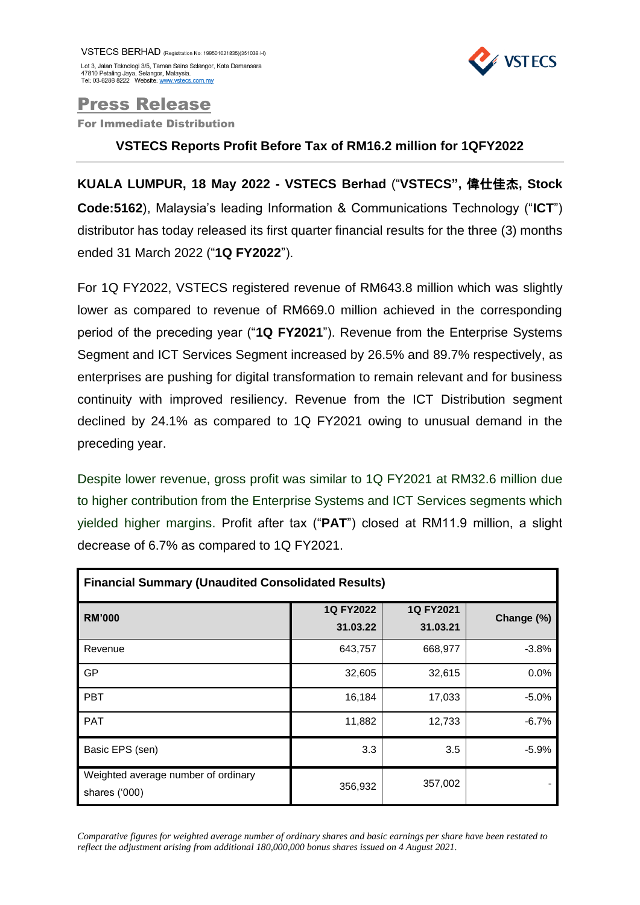VSTECS BERHAD (Registration No. 199501021835(351038-H))

Lot 3, Jalan Teknologi 3/5, Taman Sains Selangor, Kota Damansara
47810 Petaling Jaya, Selangor, Malaysia.
Tel: 03-6286 8222 Website: www.vstecs.com.my

# Press Release

**For Immediate Distribution**

## VSTECS Reports Profit Before Tax of RM16.2 million for 1QFY2022

**KUALA LUMPUR, 18 May 2022 - VSTECS Berhad** ("**VSTECS", 偉仕佳杰, Stock Code:5162**), Malaysia's leading Information & Communications Technology ("**ICT**") distributor has today released its first quarter financial results for the three (3) months ended 31 March 2022 ("**1Q FY2022**").

For 1Q FY2022, VSTECS registered revenue of RM643.8 million which was slightly lower as compared to revenue of RM669.0 million achieved in the corresponding period of the preceding year ("**1Q FY2021**"). Revenue from the Enterprise Systems Segment and ICT Services Segment increased by 26.5% and 89.7% respectively, as enterprises are pushing for digital transformation to remain relevant and for business continuity with improved resiliency. Revenue from the ICT Distribution segment declined by 24.1% as compared to 1Q FY2021 owing to unusual demand in the preceding year.

Despite lower revenue, gross profit was similar to 1Q FY2021 at RM32.6 million due to higher contribution from the Enterprise Systems and ICT Services segments which yielded higher margins. Profit after tax ("**PAT**") closed at RM11.9 million, a slight decrease of 6.7% as compared to 1Q FY2021.

| **Financial Summary (Unaudited Consolidated Results)** | | | |
|---|---|---|---|
| **RM'000** | **1Q FY2022 31.03.22** | **1Q FY2021 31.03.21** | **Change (%)** |
| Revenue | 643,757 | 668,977 | -3.8% |
| GP | 32,605 | 32,615 | 0.0% |
| PBT | 16,184 | 17,033 | -5.0% |
| PAT | 11,882 | 12,733 | -6.7% |
| Basic EPS (sen) | 3.3 | 3.5 | -5.9% |
| Weighted average number of ordinary shares ('000) | 356,932 | 357,002 | - |

*Comparative figures for weighted average number of ordinary shares and basic earnings per share have been restated to reflect the adjustment arising from additional 180,000,000 bonus shares issued on 4 August 2021.*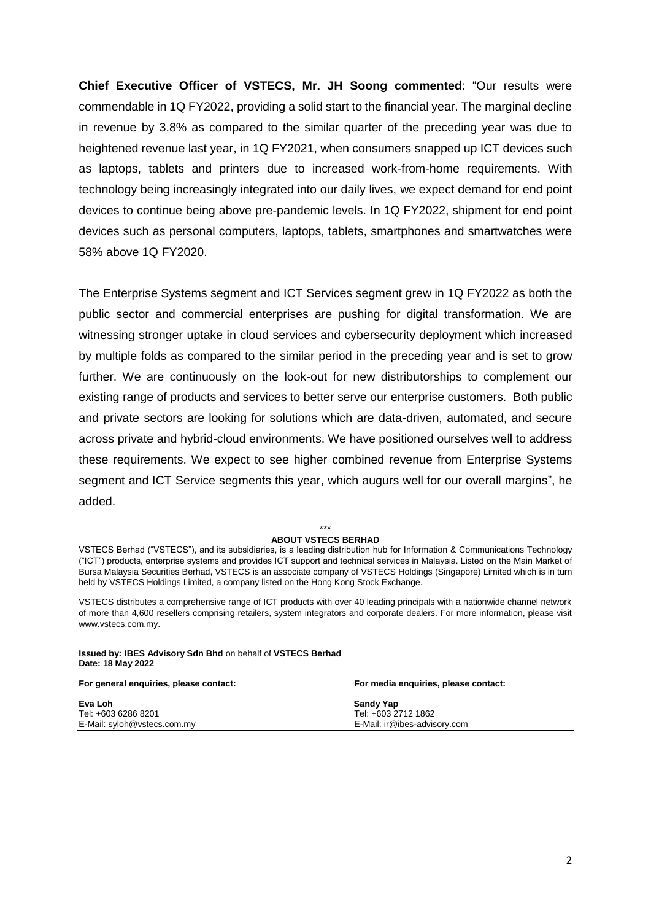**Chief Executive Officer of VSTECS, Mr. JH Soong commented**: "Our results were commendable in 1Q FY2022, providing a solid start to the financial year. The marginal decline in revenue by 3.8% as compared to the similar quarter of the preceding year was due to heightened revenue last year, in 1Q FY2021, when consumers snapped up ICT devices such as laptops, tablets and printers due to increased work-from-home requirements. With technology being increasingly integrated into our daily lives, we expect demand for end point devices to continue being above pre-pandemic levels. In 1Q FY2022, shipment for end point devices such as personal computers, laptops, tablets, smartphones and smartwatches were 58% above 1Q FY2020.

The Enterprise Systems segment and ICT Services segment grew in 1Q FY2022 as both the public sector and commercial enterprises are pushing for digital transformation. We are witnessing stronger uptake in cloud services and cybersecurity deployment which increased by multiple folds as compared to the similar period in the preceding year and is set to grow further. We are continuously on the look-out for new distributorships to complement our existing range of products and services to better serve our enterprise customers. Both public and private sectors are looking for solutions which are data-driven, automated, and secure across private and hybrid-cloud environments. We have positioned ourselves well to address these requirements. We expect to see higher combined revenue from Enterprise Systems segment and ICT Service segments this year, which augurs well for our overall margins", he added.

***

**ABOUT VSTECS BERHAD**

VSTECS Berhad ("VSTECS"), and its subsidiaries, is a leading distribution hub for Information & Communications Technology ("ICT") products, enterprise systems and provides ICT support and technical services in Malaysia. Listed on the Main Market of Bursa Malaysia Securities Berhad, VSTECS is an associate company of VSTECS Holdings (Singapore) Limited which is in turn held by VSTECS Holdings Limited, a company listed on the Hong Kong Stock Exchange.

VSTECS distributes a comprehensive range of ICT products with over 40 leading principals with a nationwide channel network of more than 4,600 resellers comprising retailers, system integrators and corporate dealers. For more information, please visit www.vstecs.com.my.

**Issued by: IBES Advisory Sdn Bhd** on behalf of **VSTECS Berhad**
**Date: 18 May 2022**

**For general enquiries, please contact:**

**Eva Loh**
Tel: +603 6286 8201
E-Mail: syloh@vstecs.com.my

**For media enquiries, please contact:**

**Sandy Yap**
Tel: +603 2712 1862
E-Mail: ir@ibes-advisory.com